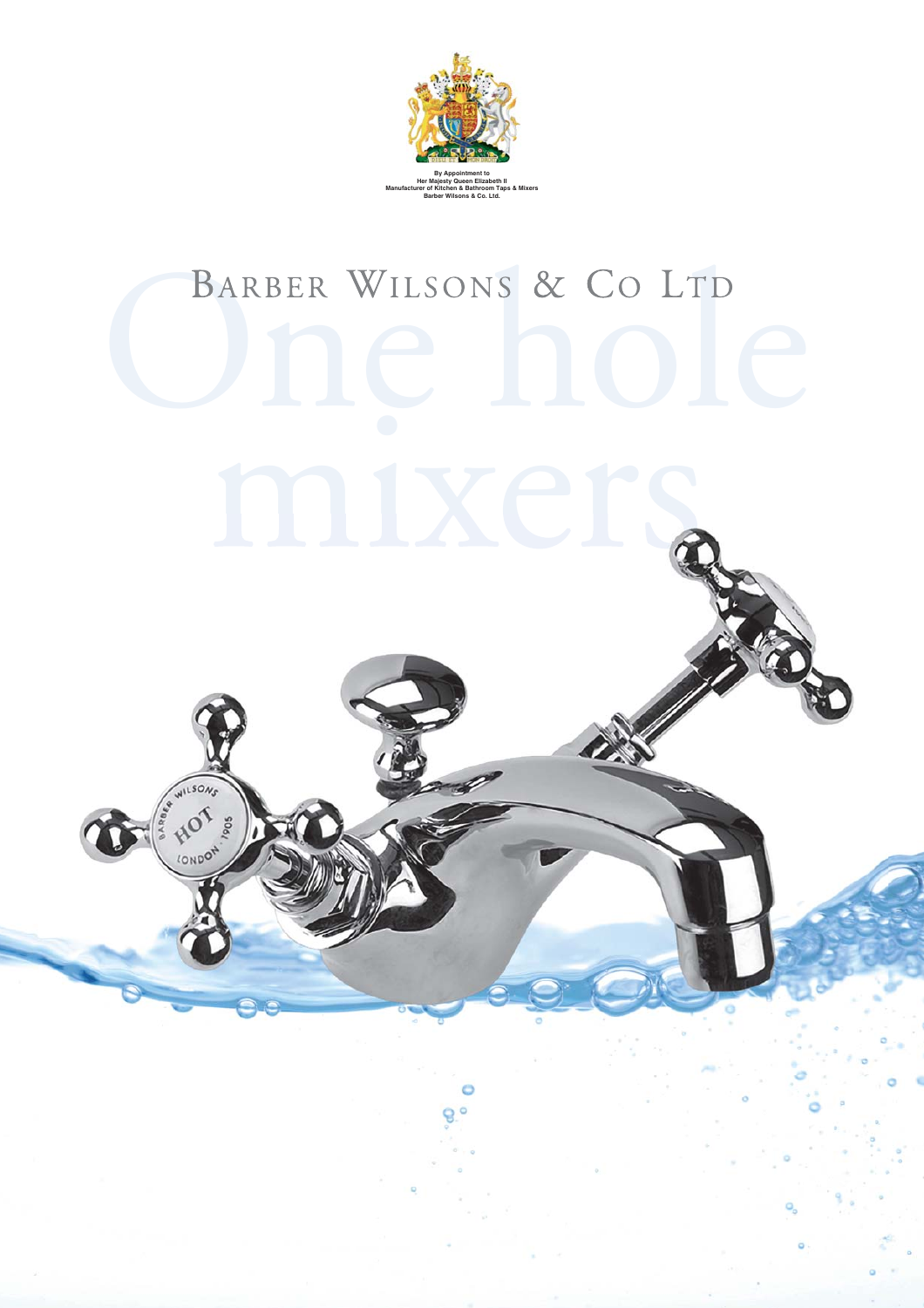By Appointment to
Her Majesty Queen Elizabeth II
Manufacturer of Kitchen & Bathroom Taps & Mixers
Barber Wilsons & Co. Ltd.

# Barber Wilsons & Co Ltd

# One hole mixers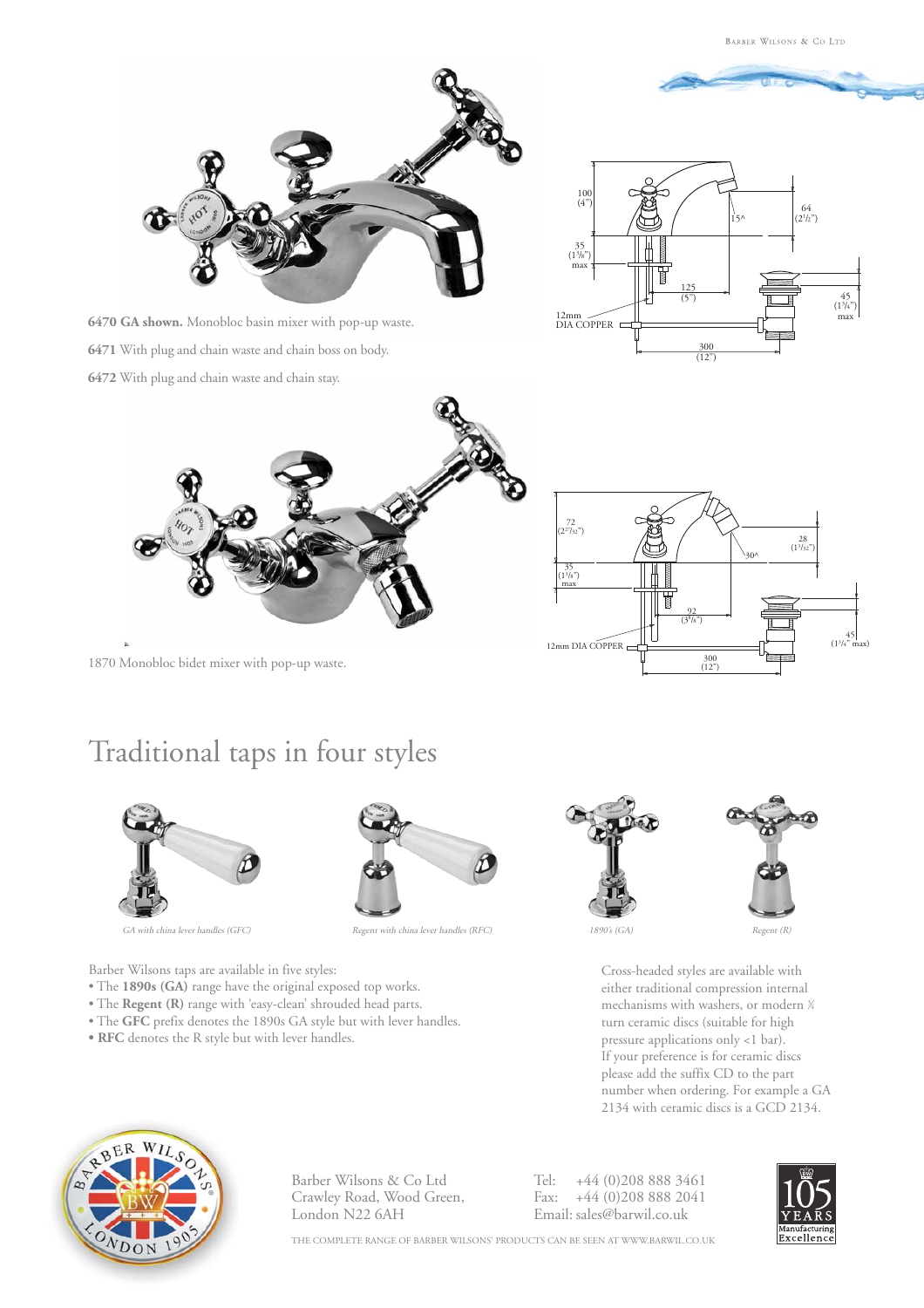**6470 GA shown.** Monobloc basin mixer with pop-up waste.

**6471** With plug and chain waste and chain boss on body.

**6472** With plug and chain waste and chain stay.

100 (4")
64 (2½")
15^
35 (1⅜") max
125 (5")
45 (1¾") max
12mm DIA COPPER
300 (12")

1870 Monobloc bidet mixer with pop-up waste.

72 (2²⁷⁄₃₂")
28 (1³⁄₃₂")
30^
35 (1⅜") max
92 (3⅝")
45 (1¾" max)
12mm DIA COPPER
300 (12")

# Traditional taps in four styles

*GA with china lever handles (GFC)*

*Regent with china lever handles (RFC)*

*1890's (GA)*

*Regent (R)*

Barber Wilsons taps are available in five styles:

- The **1890s (GA)** range have the original exposed top works.
- The **Regent (R)** range with 'easy-clean' shrouded head parts.
- The **GFC** prefix denotes the 1890s GA style but with lever handles.
- **RFC** denotes the R style but with lever handles.

Cross-headed styles are available with either traditional compression internal mechanisms with washers, or modern ¼ turn ceramic discs (suitable for high pressure applications only <1 bar). If your preference is for ceramic discs please add the suffix CD to the part number when ordering. For example a GA 2134 with ceramic discs is a GCD 2134.

Barber Wilsons & Co Ltd
Crawley Road, Wood Green,
London N22 6AH

Tel: +44 (0)208 888 3461
Fax: +44 (0)208 888 2041
Email: sales@barwil.co.uk

THE COMPLETE RANGE OF BARBER WILSONS' PRODUCTS CAN BE SEEN AT WWW.BARWIL.CO.UK

105 YEARS Manufacturing Excellence